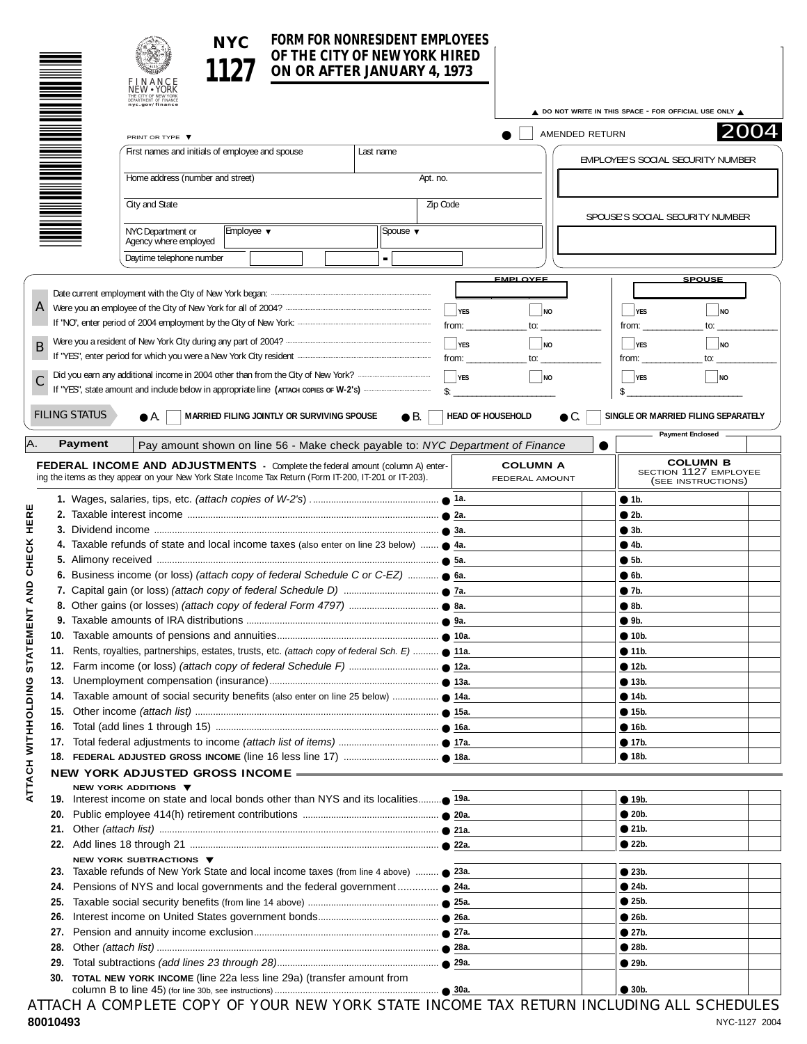# NYC 1127

FINANCE NEW • YORK
THE CITY OF NEW YORK DEPARTMENT OF FINANCE
nyc.gov/finance

## FORM FOR NONRESIDENT EMPLOYEES OF THE CITY OF NEW YORK HIRED ON OR AFTER JANUARY 4, 1973

▲ DO NOT WRITE IN THIS SPACE - FOR OFFICIAL USE ONLY ▲

● ☐ AMENDED RETURN **2004**

PRINT OR TYPE ▼

| First names and initials of employee and spouse | Last name | EMPLOYEE'S SOCIAL SECURITY NUMBER |
|---|---|---|
| Home address (number and street) | Apt. no. | |
| City and State | Zip Code | SPOUSE'S SOCIAL SECURITY NUMBER |
| NYC Department or Agency where employed | Employee ▼ / Spouse ▼ | |
| Daytime telephone number | | |

| | | EMPLOYEE | | SPOUSE | |
|---|---|---|---|---|---|
| **A** | Date current employment with the City of New York began: | | | | |
| | Were you an employee of the City of New York for all of 2004? | ☐ YES | ☐ NO | ☐ YES | ☐ NO |
| | If "NO", enter period of 2004 employment by the City of New York: | from: ______ | to: ______ | from: ______ | to: ______ |
| **B** | Were you a resident of New York City during any part of 2004? | ☐ YES | ☐ NO | ☐ YES | ☐ NO |
| | If "YES", enter period for which you were a New York City resident | from: ______ | to: ______ | from: ______ | to: ______ |
| **C** | Did you earn any additional income in 2004 other than from the City of New York? | ☐ YES | ☐ NO | ☐ YES | ☐ NO |
| | If "YES", state amount and include below in appropriate line (ATTACH COPIES OF W-2's) | $: ______ | | $ ______ | |

**FILING STATUS** ● A. ☐ MARRIED FILING JOINTLY OR SURVIVING SPOUSE ● B. ☐ HEAD OF HOUSEHOLD ● C. ☐ SINGLE OR MARRIED FILING SEPARATELY

**A. Payment** Pay amount shown on line 56 - Make check payable to: *NYC Department of Finance* ● Payment Enclosed ______

ATTACH WITHHOLDING STATEMENT AND CHECK HERE

| **FEDERAL INCOME AND ADJUSTMENTS** - Complete the federal amount (column A) entering the items as they appear on your New York State Income Tax Return (Form IT-200, IT-201 or IT-203). | **COLUMN A** FEDERAL AMOUNT | **COLUMN B** SECTION 1127 EMPLOYEE (SEE INSTRUCTIONS) |
|---|---|---|
| **1.** Wages, salaries, tips, etc. *(attach copies of W-2's)* | ● 1a. | ● 1b. |
| **2.** Taxable interest income | ● 2a. | ● 2b. |
| **3.** Dividend income | ● 3a. | ● 3b. |
| **4.** Taxable refunds of state and local income taxes (also enter on line 23 below) | ● 4a. | ● 4b. |
| **5.** Alimony received | ● 5a. | ● 5b. |
| **6.** Business income (or loss) *(attach copy of federal Schedule C or C-EZ)* | ● 6a. | ● 6b. |
| **7.** Capital gain (or loss) *(attach copy of federal Schedule D)* | ● 7a. | ● 7b. |
| **8.** Other gains (or losses) *(attach copy of federal Form 4797)* | ● 8a. | ● 8b. |
| **9.** Taxable amounts of IRA distributions | ● 9a. | ● 9b. |
| **10.** Taxable amounts of pensions and annuities | ● 10a. | ● 10b. |
| **11.** Rents, royalties, partnerships, estates, trusts, etc. *(attach copy of federal Sch. E)* | ● 11a. | ● 11b. |
| **12.** Farm income (or loss) *(attach copy of federal Schedule F)* | ● 12a. | ● 12b. |
| **13.** Unemployment compensation (insurance) | ● 13a. | ● 13b. |
| **14.** Taxable amount of social security benefits (also enter on line 25 below) | ● 14a. | ● 14b. |
| **15.** Other income *(attach list)* | ● 15a. | ● 15b. |
| **16.** Total (add lines 1 through 15) | ● 16a. | ● 16b. |
| **17.** Total federal adjustments to income *(attach list of items)* | ● 17a. | ● 17b. |
| **18.** FEDERAL ADJUSTED GROSS INCOME (line 16 less line 17) | ● 18a. | ● 18b. |
| **NEW YORK ADJUSTED GROSS INCOME** | | |
| NEW YORK ADDITIONS ▼ | | |
| **19.** Interest income on state and local bonds other than NYS and its localities | ● 19a. | ● 19b. |
| **20.** Public employee 414(h) retirement contributions | ● 20a. | ● 20b. |
| **21.** Other *(attach list)* | ● 21a. | ● 21b. |
| **22.** Add lines 18 through 21 | ● 22a. | ● 22b. |
| NEW YORK SUBTRACTIONS ▼ | | |
| **23.** Taxable refunds of New York State and local income taxes (from line 4 above) | ● 23a. | ● 23b. |
| **24.** Pensions of NYS and local governments and the federal government | ● 24a. | ● 24b. |
| **25.** Taxable social security benefits (from line 14 above) | ● 25a. | ● 25b. |
| **26.** Interest income on United States government bonds | ● 26a. | ● 26b. |
| **27.** Pension and annuity income exclusion | ● 27a. | ● 27b. |
| **28.** Other *(attach list)* | ● 28a. | ● 28b. |
| **29.** Total subtractions *(add lines 23 through 28)* | ● 29a. | ● 29b. |
| **30.** TOTAL NEW YORK INCOME (line 22a less line 29a) (transfer amount from column B to line 45) (for line 30b, see instructions) | ● 30a. | ● 30b. |

ATTACH A COMPLETE COPY OF YOUR NEW YORK STATE INCOME TAX RETURN INCLUDING ALL SCHEDULES

80010493 NYC-1127 2004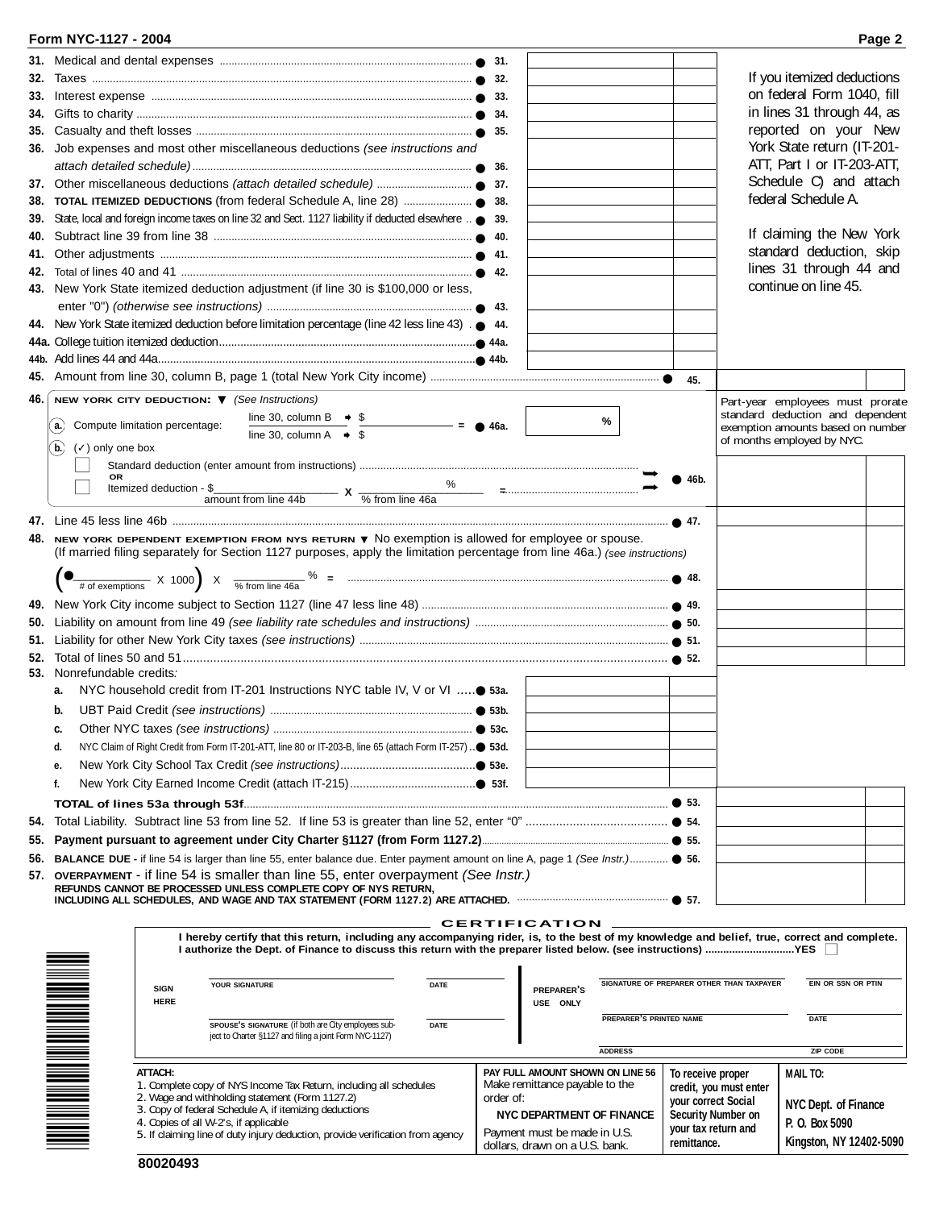**Form NYC-1127 - 2004**

| | | | |
|---|---|---|---|
| **31.** | Medical and dental expenses | ● 31. | |
| **32.** | Taxes | ● 32. | |
| **33.** | Interest expense | ● 33. | |
| **34.** | Gifts to charity | ● 34. | |
| **35.** | Casualty and theft losses | ● 35. | |
| **36.** | Job expenses and most other miscellaneous deductions *(see instructions and attach detailed schedule)* | ● 36. | |
| **37.** | Other miscellaneous deductions *(attach detailed schedule)* | ● 37. | |
| **38.** | **TOTAL ITEMIZED DEDUCTIONS** (from federal Schedule A, line 28) | ● 38. | |
| **39.** | State, local and foreign income taxes on line 32 and Sect. 1127 liability if deducted elsewhere | ● 39. | |
| **40.** | Subtract line 39 from line 38 | ● 40. | |
| **41.** | Other adjustments | ● 41. | |
| **42.** | Total of lines 40 and 41 | ● 42. | |
| **43.** | New York State itemized deduction adjustment (if line 30 is $100,000 or less, enter "0") *(otherwise see instructions)* | ● 43. | |
| **44.** | New York State itemized deduction before limitation percentage (line 42 less line 43) | ● 44. | |
| **44a.** | College tuition itemized deduction | ● 44a. | |
| **44b.** | Add lines 44 and 44a | ● 44b. | |

If you itemized deductions on federal Form 1040, fill in lines 31 through 44, as reported on your New York State return (IT-201-ATT, Part I or IT-203-ATT, Schedule C) and attach federal Schedule A.

If claiming the New York standard deduction, skip lines 31 through 44 and continue on line 45.

**45.** Amount from line 30, column B, page 1 (total New York City income) ● 45.

**46.** **NEW YORK CITY DEDUCTION:** ▼ *(See Instructions)*

Part-year employees must prorate standard deduction and dependent exemption amounts based on number of months employed by NYC.

a. Compute limitation percentage: line 30, column B ➡ $ ____ / line 30, column A ➡ $ ____ = ● 46a. ____ %

b. (✓) only one box

☐ Standard deduction (enter amount from instructions)

OR

☐ Itemized deduction - $________ (amount from line 44b) X ________ % (% from line 46a) = ● 46b.

**47.** Line 45 less line 46b ● 47.

**48.** **NEW YORK DEPENDENT EXEMPTION FROM NYS RETURN** ▼ No exemption is allowed for employee or spouse. (If married filing separately for Section 1127 purposes, apply the limitation percentage from line 46a.) *(see instructions)*

(● ________ # of exemptions X 1000) X ________ % from line 46a = ● 48.

**49.** New York City income subject to Section 1127 (line 47 less line 48) ● 49.

**50.** Liability on amount from line 49 *(see liability rate schedules and instructions)* ● 50.

**51.** Liability for other New York City taxes *(see instructions)* ● 51.

**52.** Total of lines 50 and 51 ● 52.

**53.** Nonrefundable credits:

| | | | |
|---|---|---|---|
| a. | NYC household credit from IT-201 Instructions NYC table IV, V or VI | ● 53a. | |
| b. | UBT Paid Credit *(see instructions)* | ● 53b. | |
| c. | Other NYC taxes *(see instructions)* | ● 53c. | |
| d. | NYC Claim of Right Credit from Form IT-201-ATT, line 80 or IT-203-B, line 65 (attach Form IT-257) | ● 53d. | |
| e. | New York City School Tax Credit *(see instructions)* | ● 53e. | |
| f. | New York City Earned Income Credit (attach IT-215) | ● 53f. | |

**TOTAL of lines 53a through 53f** ● 53.

**54.** Total Liability. Subtract line 53 from line 52. If line 53 is greater than line 52, enter "0" ● 54.

**55.** **Payment pursuant to agreement under City Charter §1127 (from Form 1127.2)** ● 55.

**56.** **BALANCE DUE -** if line 54 is larger than line 55, enter balance due. Enter payment amount on line A, page 1 *(See Instr.)* ● 56.

**57.** **OVERPAYMENT** - if line 54 is smaller than line 55, enter overpayment *(See Instr.)*
**REFUNDS CANNOT BE PROCESSED UNLESS COMPLETE COPY OF NYS RETURN, INCLUDING ALL SCHEDULES, AND WAGE AND TAX STATEMENT (FORM 1127.2) ARE ATTACHED.** ● 57.

## CERTIFICATION

I hereby certify that this return, including any accompanying rider, is, to the best of my knowledge and belief, true, correct and complete. I authorize the Dept. of Finance to discuss this return with the preparer listed below. (see instructions) ............YES ☐

SIGN HERE

YOUR SIGNATURE | DATE

SPOUSE'S SIGNATURE (if both are City employees subject to Charter §1127 and filing a joint Form NYC-1127) | DATE

PREPARER'S USE ONLY

SIGNATURE OF PREPARER OTHER THAN TAXPAYER | EIN OR SSN OR PTIN

PREPARER'S PRINTED NAME | DATE

ADDRESS | ZIP CODE

**ATTACH:**
1. Complete copy of NYS Income Tax Return, including all schedules
2. Wage and withholding statement (Form 1127.2)
3. Copy of federal Schedule A, if itemizing deductions
4. Copies of all W-2's, if applicable
5. If claiming line of duty injury deduction, provide verification from agency

**PAY FULL AMOUNT SHOWN ON LINE 56**
Make remittance payable to the order of:
**NYC DEPARTMENT OF FINANCE**
Payment must be made in U.S. dollars, drawn on a U.S. bank.

**To receive proper credit, you must enter your correct Social Security Number on your tax return and remittance.**

**MAIL TO:**
**NYC Dept. of Finance**
**P. O. Box 5090**
**Kingston, NY 12402-5090**

80020493